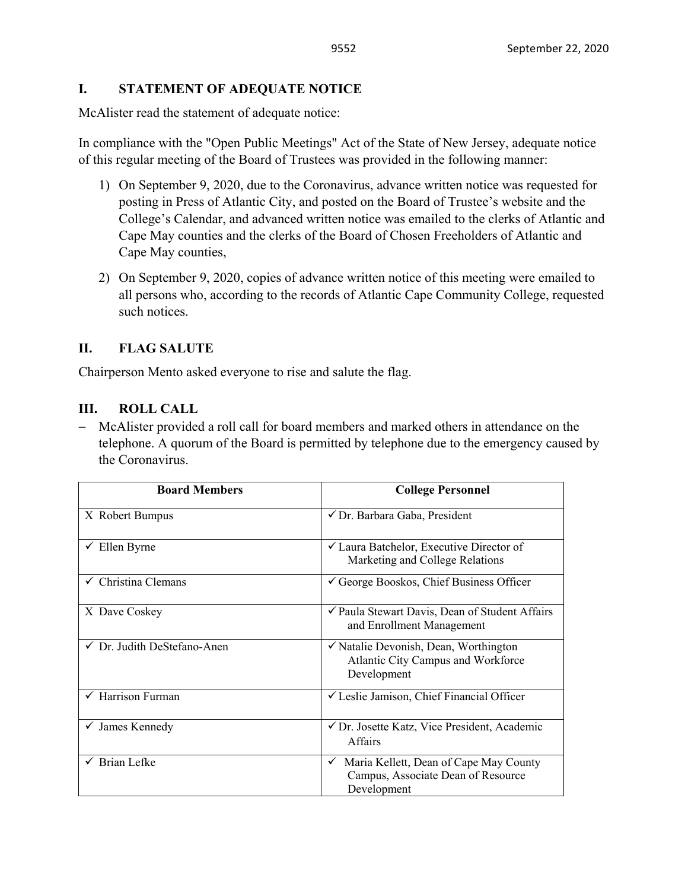## I. STATEMENT OF ADEQUATE NOTICE

McAlister read the statement of adequate notice:

In compliance with the "Open Public Meetings" Act of the State of New Jersey, adequate notice of this regular meeting of the Board of Trustees was provided in the following manner:

1) On September 9, 2020, due to the Coronavirus, advance written notice was requested for posting in Press of Atlantic City, and posted on the Board of Trustee's website and the College's Calendar, and advanced written notice was emailed to the clerks of Atlantic and Cape May counties and the clerks of the Board of Chosen Freeholders of Atlantic and Cape May counties,

2) On September 9, 2020, copies of advance written notice of this meeting were emailed to all persons who, according to the records of Atlantic Cape Community College, requested such notices.

## II. FLAG SALUTE

Chairperson Mento asked everyone to rise and salute the flag.

## III. ROLL CALL

- McAlister provided a roll call for board members and marked others in attendance on the telephone. A quorum of the Board is permitted by telephone due to the emergency caused by the Coronavirus.

| Board Members | College Personnel |
|---|---|
| X Robert Bumpus | ✓ Dr. Barbara Gaba, President |
| ✓ Ellen Byrne | ✓ Laura Batchelor, Executive Director of Marketing and College Relations |
| ✓ Christina Clemans | ✓ George Booskos, Chief Business Officer |
| X Dave Coskey | ✓ Paula Stewart Davis, Dean of Student Affairs and Enrollment Management |
| ✓ Dr. Judith DeStefano-Anen | ✓ Natalie Devonish, Dean, Worthington Atlantic City Campus and Workforce Development |
| ✓ Harrison Furman | ✓ Leslie Jamison, Chief Financial Officer |
| ✓ James Kennedy | ✓ Dr. Josette Katz, Vice President, Academic Affairs |
| ✓ Brian Lefke | ✓ Maria Kellett, Dean of Cape May County Campus, Associate Dean of Resource Development |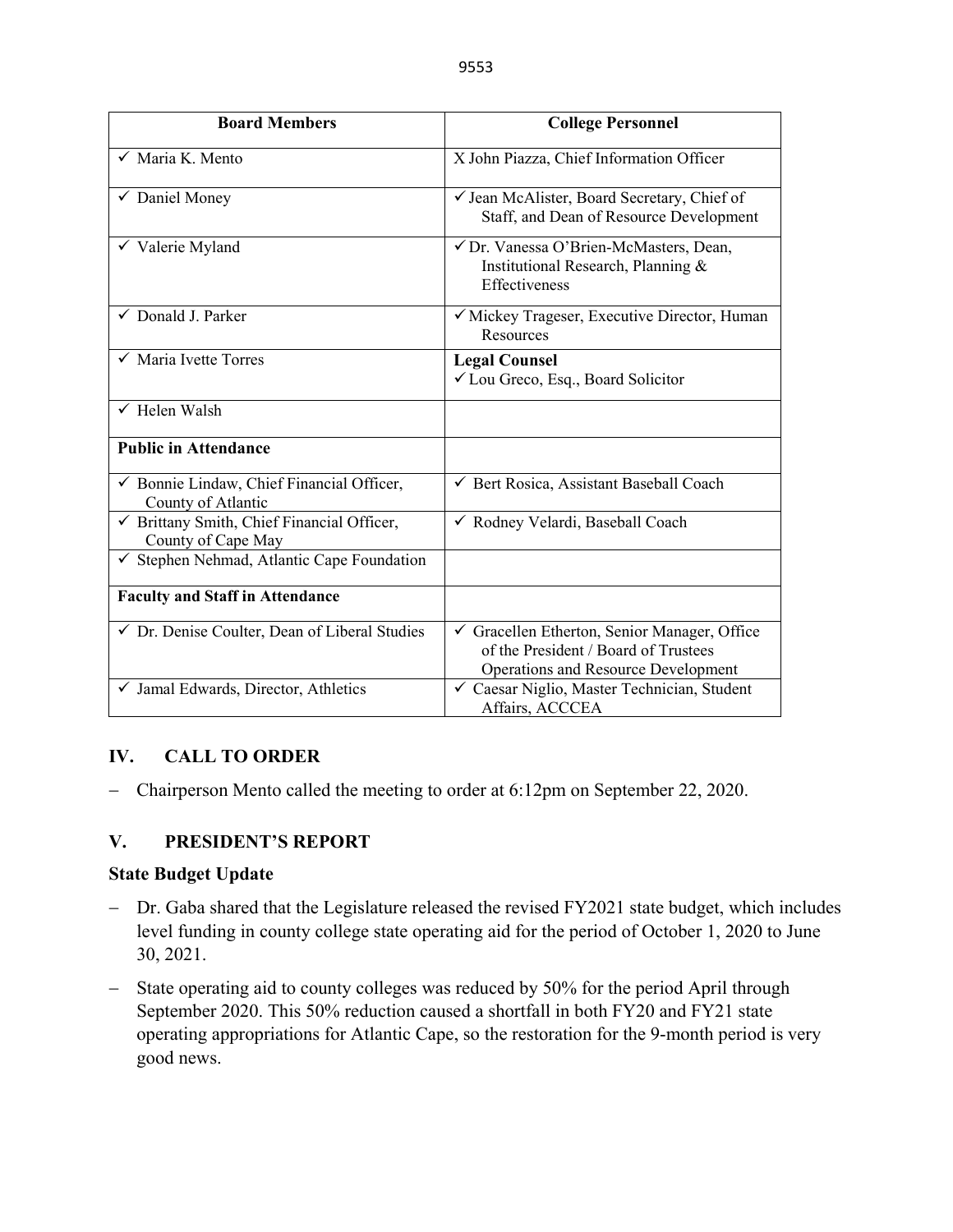| Board Members | College Personnel |
| --- | --- |
| ✓ Maria K. Mento | X John Piazza, Chief Information Officer |
| ✓ Daniel Money | ✓ Jean McAlister, Board Secretary, Chief of Staff, and Dean of Resource Development |
| ✓ Valerie Myland | ✓ Dr. Vanessa O'Brien-McMasters, Dean, Institutional Research, Planning & Effectiveness |
| ✓ Donald J. Parker | ✓ Mickey Trageser, Executive Director, Human Resources |
| ✓ Maria Ivette Torres | **Legal Counsel** ✓ Lou Greco, Esq., Board Solicitor |
| ✓ Helen Walsh | |
| **Public in Attendance** | |
| ✓ Bonnie Lindaw, Chief Financial Officer, County of Atlantic | ✓ Bert Rosica, Assistant Baseball Coach |
| ✓ Brittany Smith, Chief Financial Officer, County of Cape May | ✓ Rodney Velardi, Baseball Coach |
| ✓ Stephen Nehmad, Atlantic Cape Foundation | |
| **Faculty and Staff in Attendance** | |
| ✓ Dr. Denise Coulter, Dean of Liberal Studies | ✓ Gracellen Etherton, Senior Manager, Office of the President / Board of Trustees Operations and Resource Development |
| ✓ Jamal Edwards, Director, Athletics | ✓ Caesar Niglio, Master Technician, Student Affairs, ACCCEA |

## IV. CALL TO ORDER

- Chairperson Mento called the meeting to order at 6:12pm on September 22, 2020.

## V. PRESIDENT'S REPORT

### State Budget Update

- Dr. Gaba shared that the Legislature released the revised FY2021 state budget, which includes level funding in county college state operating aid for the period of October 1, 2020 to June 30, 2021.
- State operating aid to county colleges was reduced by 50% for the period April through September 2020. This 50% reduction caused a shortfall in both FY20 and FY21 state operating appropriations for Atlantic Cape, so the restoration for the 9-month period is very good news.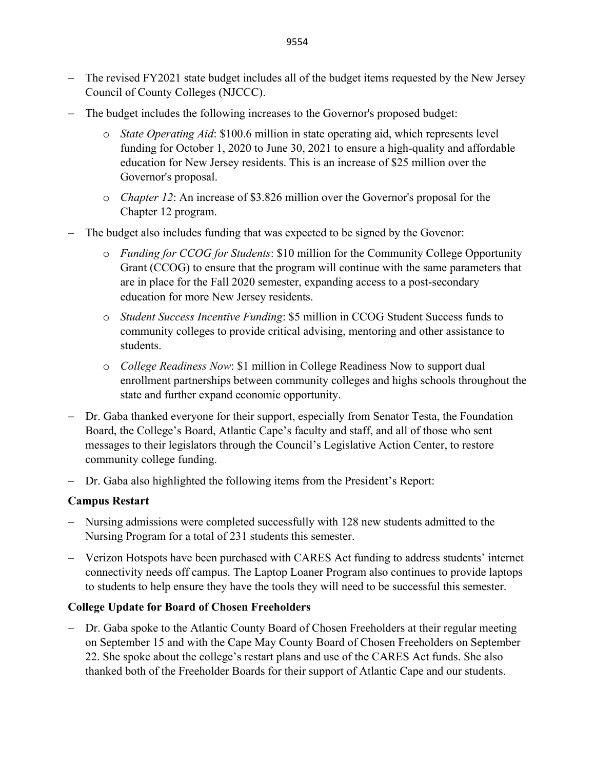- The revised FY2021 state budget includes all of the budget items requested by the New Jersey Council of County Colleges (NJCCC).
- The budget includes the following increases to the Governor's proposed budget:
  - *State Operating Aid*: $100.6 million in state operating aid, which represents level funding for October 1, 2020 to June 30, 2021 to ensure a high-quality and affordable education for New Jersey residents. This is an increase of $25 million over the Governor's proposal.
  - *Chapter 12*: An increase of $3.826 million over the Governor's proposal for the Chapter 12 program.
- The budget also includes funding that was expected to be signed by the Govenor:
  - *Funding for CCOG for Students*: $10 million for the Community College Opportunity Grant (CCOG) to ensure that the program will continue with the same parameters that are in place for the Fall 2020 semester, expanding access to a post-secondary education for more New Jersey residents.
  - *Student Success Incentive Funding*: $5 million in CCOG Student Success funds to community colleges to provide critical advising, mentoring and other assistance to students.
  - *College Readiness Now*: $1 million in College Readiness Now to support dual enrollment partnerships between community colleges and highs schools throughout the state and further expand economic opportunity.
- Dr. Gaba thanked everyone for their support, especially from Senator Testa, the Foundation Board, the College's Board, Atlantic Cape's faculty and staff, and all of those who sent messages to their legislators through the Council's Legislative Action Center, to restore community college funding.
- Dr. Gaba also highlighted the following items from the President's Report:

**Campus Restart**

- Nursing admissions were completed successfully with 128 new students admitted to the Nursing Program for a total of 231 students this semester.
- Verizon Hotspots have been purchased with CARES Act funding to address students' internet connectivity needs off campus. The Laptop Loaner Program also continues to provide laptops to students to help ensure they have the tools they will need to be successful this semester.

**College Update for Board of Chosen Freeholders**

- Dr. Gaba spoke to the Atlantic County Board of Chosen Freeholders at their regular meeting on September 15 and with the Cape May County Board of Chosen Freeholders on September 22. She spoke about the college's restart plans and use of the CARES Act funds. She also thanked both of the Freeholder Boards for their support of Atlantic Cape and our students.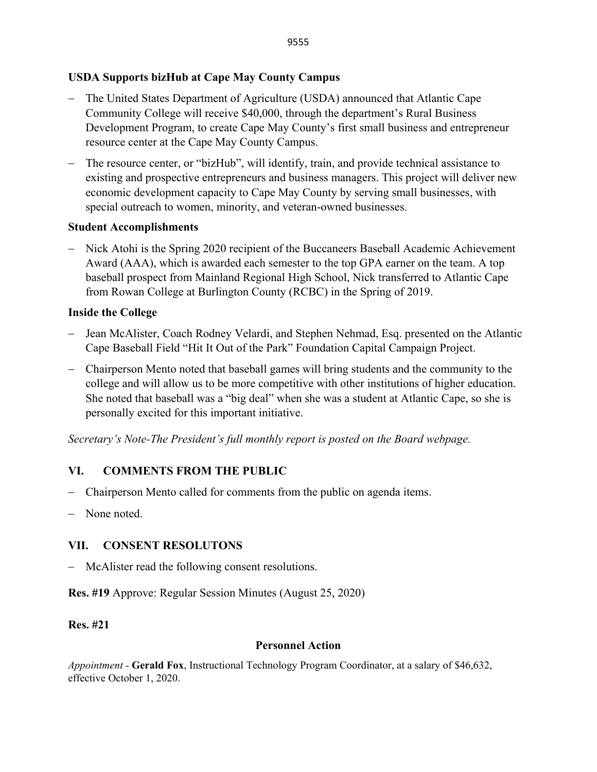**USDA Supports bizHub at Cape May County Campus**

- The United States Department of Agriculture (USDA) announced that Atlantic Cape Community College will receive $40,000, through the department's Rural Business Development Program, to create Cape May County's first small business and entrepreneur resource center at the Cape May County Campus.
- The resource center, or "bizHub", will identify, train, and provide technical assistance to existing and prospective entrepreneurs and business managers. This project will deliver new economic development capacity to Cape May County by serving small businesses, with special outreach to women, minority, and veteran-owned businesses.

**Student Accomplishments**

- Nick Atohi is the Spring 2020 recipient of the Buccaneers Baseball Academic Achievement Award (AAA), which is awarded each semester to the top GPA earner on the team. A top baseball prospect from Mainland Regional High School, Nick transferred to Atlantic Cape from Rowan College at Burlington County (RCBC) in the Spring of 2019.

**Inside the College**

- Jean McAlister, Coach Rodney Velardi, and Stephen Nehmad, Esq. presented on the Atlantic Cape Baseball Field "Hit It Out of the Park" Foundation Capital Campaign Project.
- Chairperson Mento noted that baseball games will bring students and the community to the college and will allow us to be more competitive with other institutions of higher education. She noted that baseball was a "big deal" when she was a student at Atlantic Cape, so she is personally excited for this important initiative.

*Secretary's Note-The President's full monthly report is posted on the Board webpage.*

## VI. COMMENTS FROM THE PUBLIC

- Chairperson Mento called for comments from the public on agenda items.
- None noted.

## VII. CONSENT RESOLUTONS

- McAlister read the following consent resolutions.

**Res. #19** Approve: Regular Session Minutes (August 25, 2020)

**Res. #21**

**Personnel Action**

*Appointment* - **Gerald Fox**, Instructional Technology Program Coordinator, at a salary of $46,632, effective October 1, 2020.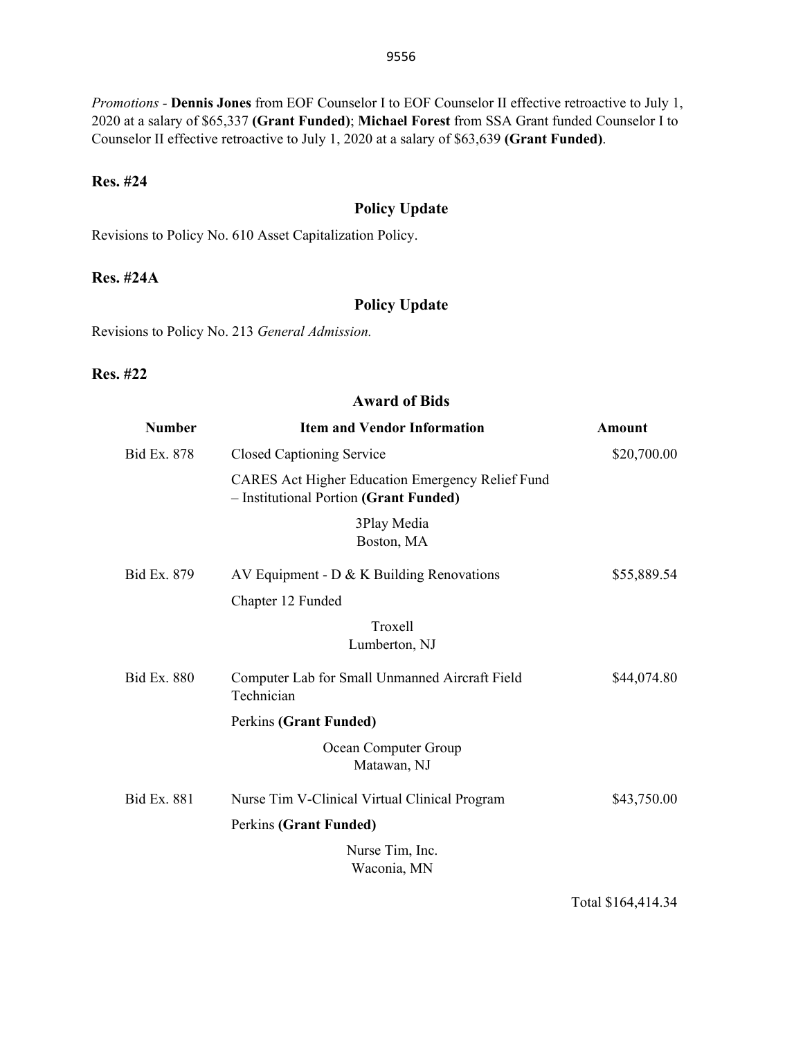*Promotions* - **Dennis Jones** from EOF Counselor I to EOF Counselor II effective retroactive to July 1, 2020 at a salary of $65,337 **(Grant Funded)**; **Michael Forest** from SSA Grant funded Counselor I to Counselor II effective retroactive to July 1, 2020 at a salary of $63,639 **(Grant Funded)**.

**Res. #24**

**Policy Update**

Revisions to Policy No. 610 Asset Capitalization Policy.

**Res. #24A**

**Policy Update**

Revisions to Policy No. 213 *General Admission.*

**Res. #22**

**Award of Bids**

| Number | Item and Vendor Information | Amount |
|---|---|---|
| Bid Ex. 878 | Closed Captioning Service<br>CARES Act Higher Education Emergency Relief Fund – Institutional Portion **(Grant Funded)**<br>3Play Media<br>Boston, MA | $20,700.00 |
| Bid Ex. 879 | AV Equipment - D & K Building Renovations<br>Chapter 12 Funded<br>Troxell<br>Lumberton, NJ | $55,889.54 |
| Bid Ex. 880 | Computer Lab for Small Unmanned Aircraft Field Technician<br>Perkins **(Grant Funded)**<br>Ocean Computer Group<br>Matawan, NJ | $44,074.80 |
| Bid Ex. 881 | Nurse Tim V-Clinical Virtual Clinical Program<br>Perkins **(Grant Funded)**<br>Nurse Tim, Inc.<br>Waconia, MN | $43,750.00 |
| | | Total $164,414.34 |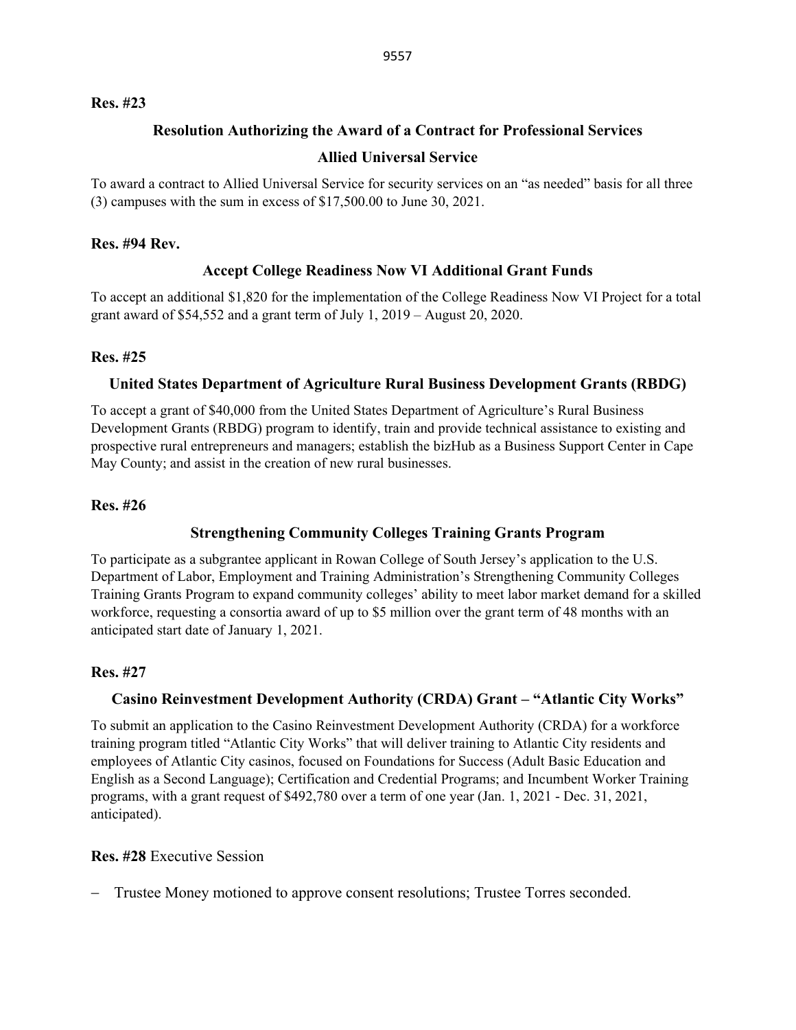**Res. #23**

**Resolution Authorizing the Award of a Contract for Professional Services**

**Allied Universal Service**

To award a contract to Allied Universal Service for security services on an "as needed" basis for all three (3) campuses with the sum in excess of $17,500.00 to June 30, 2021.

**Res. #94 Rev.**

**Accept College Readiness Now VI Additional Grant Funds**

To accept an additional $1,820 for the implementation of the College Readiness Now VI Project for a total grant award of $54,552 and a grant term of July 1, 2019 – August 20, 2020.

**Res. #25**

**United States Department of Agriculture Rural Business Development Grants (RBDG)**

To accept a grant of $40,000 from the United States Department of Agriculture's Rural Business Development Grants (RBDG) program to identify, train and provide technical assistance to existing and prospective rural entrepreneurs and managers; establish the bizHub as a Business Support Center in Cape May County; and assist in the creation of new rural businesses.

**Res. #26**

**Strengthening Community Colleges Training Grants Program**

To participate as a subgrantee applicant in Rowan College of South Jersey's application to the U.S. Department of Labor, Employment and Training Administration's Strengthening Community Colleges Training Grants Program to expand community colleges' ability to meet labor market demand for a skilled workforce, requesting a consortia award of up to $5 million over the grant term of 48 months with an anticipated start date of January 1, 2021.

**Res. #27**

**Casino Reinvestment Development Authority (CRDA) Grant – "Atlantic City Works"**

To submit an application to the Casino Reinvestment Development Authority (CRDA) for a workforce training program titled "Atlantic City Works" that will deliver training to Atlantic City residents and employees of Atlantic City casinos, focused on Foundations for Success (Adult Basic Education and English as a Second Language); Certification and Credential Programs; and Incumbent Worker Training programs, with a grant request of $492,780 over a term of one year (Jan. 1, 2021 - Dec. 31, 2021, anticipated).

**Res. #28** Executive Session

- Trustee Money motioned to approve consent resolutions; Trustee Torres seconded.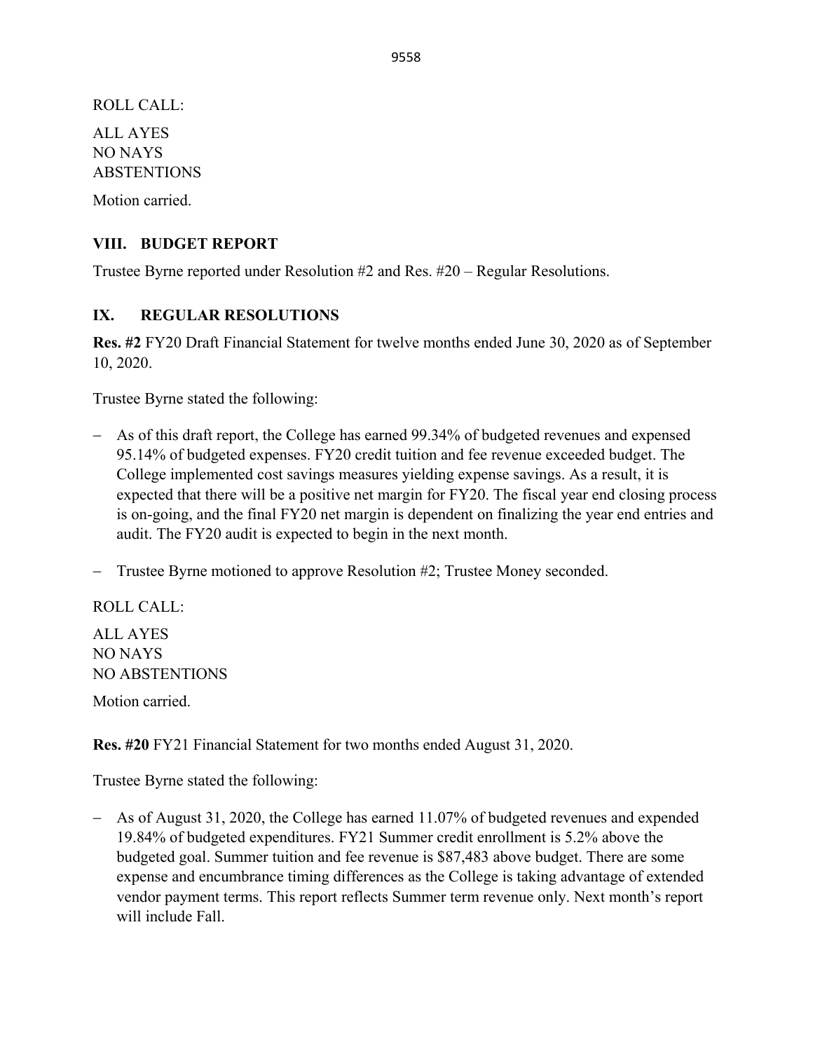ROLL CALL:

ALL AYES
NO NAYS
ABSTENTIONS

Motion carried.

## VIII. BUDGET REPORT

Trustee Byrne reported under Resolution #2 and Res. #20 – Regular Resolutions.

## IX. REGULAR RESOLUTIONS

**Res. #2** FY20 Draft Financial Statement for twelve months ended June 30, 2020 as of September 10, 2020.

Trustee Byrne stated the following:

- As of this draft report, the College has earned 99.34% of budgeted revenues and expensed 95.14% of budgeted expenses. FY20 credit tuition and fee revenue exceeded budget. The College implemented cost savings measures yielding expense savings. As a result, it is expected that there will be a positive net margin for FY20. The fiscal year end closing process is on-going, and the final FY20 net margin is dependent on finalizing the year end entries and audit. The FY20 audit is expected to begin in the next month.
- Trustee Byrne motioned to approve Resolution #2; Trustee Money seconded.

ROLL CALL:

ALL AYES
NO NAYS
NO ABSTENTIONS

Motion carried.

**Res. #20** FY21 Financial Statement for two months ended August 31, 2020.

Trustee Byrne stated the following:

- As of August 31, 2020, the College has earned 11.07% of budgeted revenues and expended 19.84% of budgeted expenditures. FY21 Summer credit enrollment is 5.2% above the budgeted goal. Summer tuition and fee revenue is $87,483 above budget. There are some expense and encumbrance timing differences as the College is taking advantage of extended vendor payment terms. This report reflects Summer term revenue only. Next month's report will include Fall.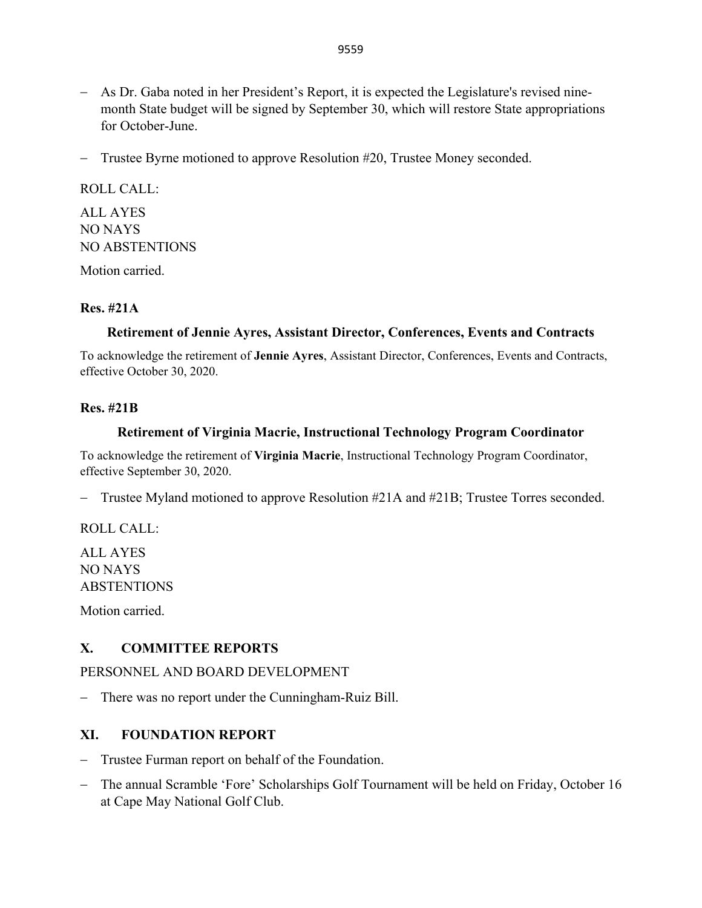- As Dr. Gaba noted in her President's Report, it is expected the Legislature's revised nine-month State budget will be signed by September 30, which will restore State appropriations for October-June.

- Trustee Byrne motioned to approve Resolution #20, Trustee Money seconded.

ROLL CALL:

ALL AYES
NO NAYS
NO ABSTENTIONS

Motion carried.

**Res. #21A**

**Retirement of Jennie Ayres, Assistant Director, Conferences, Events and Contracts**

To acknowledge the retirement of **Jennie Ayres**, Assistant Director, Conferences, Events and Contracts, effective October 30, 2020.

**Res. #21B**

**Retirement of Virginia Macrie, Instructional Technology Program Coordinator**

To acknowledge the retirement of **Virginia Macrie**, Instructional Technology Program Coordinator, effective September 30, 2020.

- Trustee Myland motioned to approve Resolution #21A and #21B; Trustee Torres seconded.

ROLL CALL:

ALL AYES
NO NAYS
ABSTENTIONS

Motion carried.

## X. COMMITTEE REPORTS

PERSONNEL AND BOARD DEVELOPMENT

- There was no report under the Cunningham-Ruiz Bill.

## XI. FOUNDATION REPORT

- Trustee Furman report on behalf of the Foundation.

- The annual Scramble 'Fore' Scholarships Golf Tournament will be held on Friday, October 16 at Cape May National Golf Club.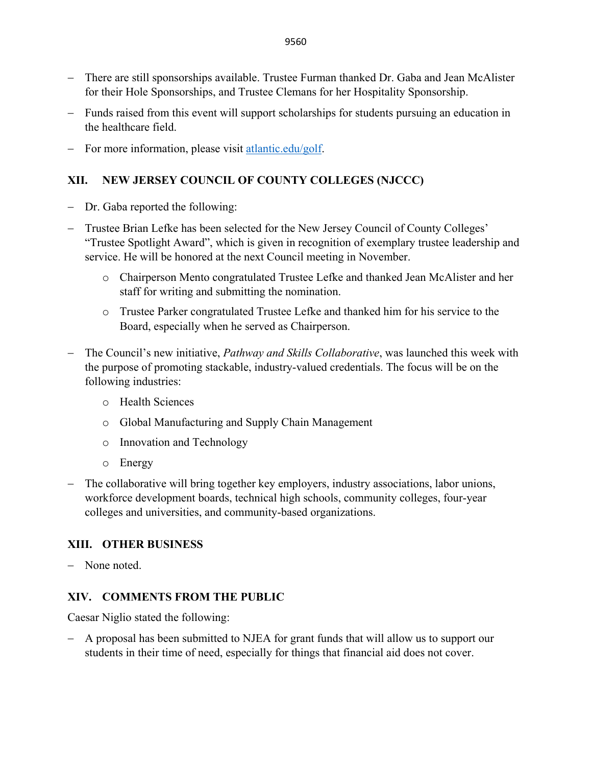- There are still sponsorships available. Trustee Furman thanked Dr. Gaba and Jean McAlister for their Hole Sponsorships, and Trustee Clemans for her Hospitality Sponsorship.
- Funds raised from this event will support scholarships for students pursuing an education in the healthcare field.
- For more information, please visit atlantic.edu/golf.

## XII. NEW JERSEY COUNCIL OF COUNTY COLLEGES (NJCCC)

- Dr. Gaba reported the following:
- Trustee Brian Lefke has been selected for the New Jersey Council of County Colleges' "Trustee Spotlight Award", which is given in recognition of exemplary trustee leadership and service. He will be honored at the next Council meeting in November.
    - Chairperson Mento congratulated Trustee Lefke and thanked Jean McAlister and her staff for writing and submitting the nomination.
    - Trustee Parker congratulated Trustee Lefke and thanked him for his service to the Board, especially when he served as Chairperson.
- The Council's new initiative, *Pathway and Skills Collaborative*, was launched this week with the purpose of promoting stackable, industry-valued credentials. The focus will be on the following industries:
    - Health Sciences
    - Global Manufacturing and Supply Chain Management
    - Innovation and Technology
    - Energy
- The collaborative will bring together key employers, industry associations, labor unions, workforce development boards, technical high schools, community colleges, four-year colleges and universities, and community-based organizations.

## XIII. OTHER BUSINESS

- None noted.

## XIV. COMMENTS FROM THE PUBLIC

Caesar Niglio stated the following:

- A proposal has been submitted to NJEA for grant funds that will allow us to support our students in their time of need, especially for things that financial aid does not cover.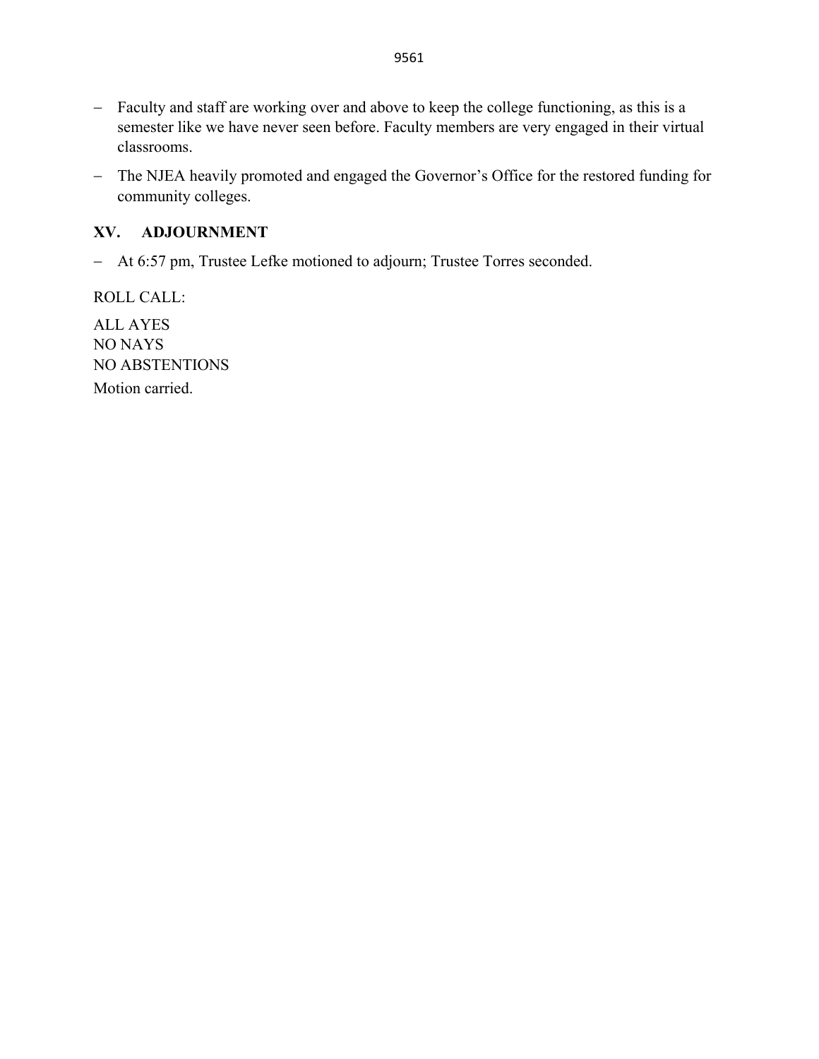- Faculty and staff are working over and above to keep the college functioning, as this is a semester like we have never seen before. Faculty members are very engaged in their virtual classrooms.
- The NJEA heavily promoted and engaged the Governor's Office for the restored funding for community colleges.

## XV. ADJOURNMENT

- At 6:57 pm, Trustee Lefke motioned to adjourn; Trustee Torres seconded.

ROLL CALL:

ALL AYES
NO NAYS
NO ABSTENTIONS
Motion carried.